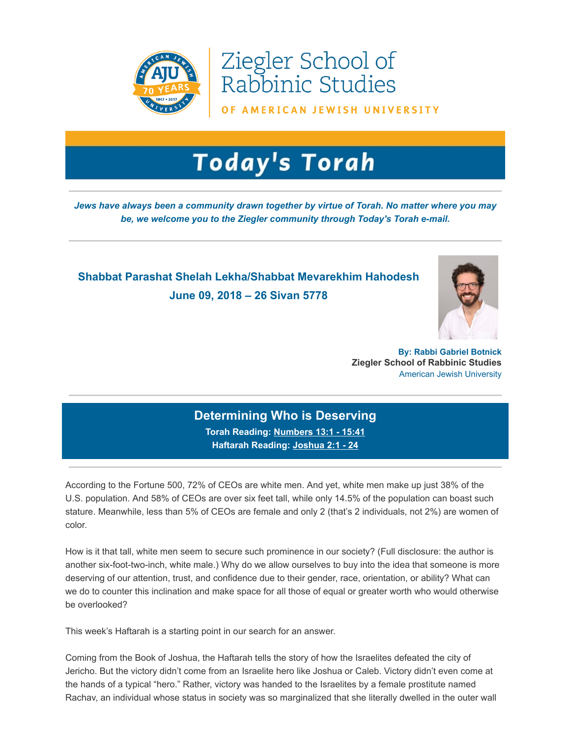# Ziegler School of Rabbinic Studies

OF AMERICAN JEWISH UNIVERSITY

# Today's Torah

***Jews have always been a community drawn together by virtue of Torah. No matter where you may be, we welcome you to the Ziegler community through Today's Torah e-mail.***

### Shabbat Parashat Shelah Lekha/Shabbat Mevarekhim Hahodesh
### June 09, 2018 – 26 Sivan 5778

**By: Rabbi Gabriel Botnick**
**Ziegler School of Rabbinic Studies**
American Jewish University

## Determining Who is Deserving

**Torah Reading: Numbers 13:1 - 15:41**
**Haftarah Reading: Joshua 2:1 - 24**

According to the Fortune 500, 72% of CEOs are white men. And yet, white men make up just 38% of the U.S. population. And 58% of CEOs are over six feet tall, while only 14.5% of the population can boast such stature. Meanwhile, less than 5% of CEOs are female and only 2 (that's 2 individuals, not 2%) are women of color.

How is it that tall, white men seem to secure such prominence in our society? (Full disclosure: the author is another six-foot-two-inch, white male.) Why do we allow ourselves to buy into the idea that someone is more deserving of our attention, trust, and confidence due to their gender, race, orientation, or ability? What can we do to counter this inclination and make space for all those of equal or greater worth who would otherwise be overlooked?

This week's Haftarah is a starting point in our search for an answer.

Coming from the Book of Joshua, the Haftarah tells the story of how the Israelites defeated the city of Jericho. But the victory didn't come from an Israelite hero like Joshua or Caleb. Victory didn't even come at the hands of a typical "hero." Rather, victory was handed to the Israelites by a female prostitute named Rachav, an individual whose status in society was so marginalized that she literally dwelled in the outer wall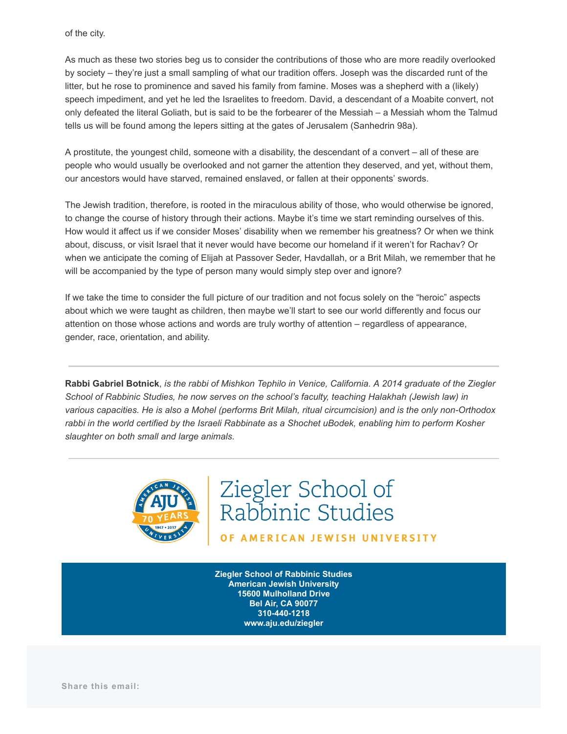of the city.

As much as these two stories beg us to consider the contributions of those who are more readily overlooked by society – they're just a small sampling of what our tradition offers. Joseph was the discarded runt of the litter, but he rose to prominence and saved his family from famine. Moses was a shepherd with a (likely) speech impediment, and yet he led the Israelites to freedom. David, a descendant of a Moabite convert, not only defeated the literal Goliath, but is said to be the forbearer of the Messiah – a Messiah whom the Talmud tells us will be found among the lepers sitting at the gates of Jerusalem (Sanhedrin 98a).

A prostitute, the youngest child, someone with a disability, the descendant of a convert – all of these are people who would usually be overlooked and not garner the attention they deserved, and yet, without them, our ancestors would have starved, remained enslaved, or fallen at their opponents' swords.

The Jewish tradition, therefore, is rooted in the miraculous ability of those, who would otherwise be ignored, to change the course of history through their actions. Maybe it's time we start reminding ourselves of this. How would it affect us if we consider Moses' disability when we remember his greatness? Or when we think about, discuss, or visit Israel that it never would have become our homeland if it weren't for Rachav? Or when we anticipate the coming of Elijah at Passover Seder, Havdallah, or a Brit Milah, we remember that he will be accompanied by the type of person many would simply step over and ignore?

If we take the time to consider the full picture of our tradition and not focus solely on the "heroic" aspects about which we were taught as children, then maybe we'll start to see our world differently and focus our attention on those whose actions and words are truly worthy of attention – regardless of appearance, gender, race, orientation, and ability.

---

**Rabbi Gabriel Botnick**, *is the rabbi of Mishkon Tephilo in Venice, California. A 2014 graduate of the Ziegler School of Rabbinic Studies, he now serves on the school's faculty, teaching Halakhah (Jewish law) in various capacities. He is also a Mohel (performs Brit Milah, ritual circumcision) and is the only non-Orthodox rabbi in the world certified by the Israeli Rabbinate as a Shochet uBodek, enabling him to perform Kosher slaughter on both small and large animals.*

---

AJU 70 YEARS 1947 • 2017 AMERICAN JEWISH UNIVERSITY

Ziegler School of Rabbinic Studies

OF AMERICAN JEWISH UNIVERSITY

**Ziegler School of Rabbinic Studies**
**American Jewish University**
**15600 Mulholland Drive**
**Bel Air, CA 90077**
**310-440-1218**
**www.aju.edu/ziegler**

**Share this email:**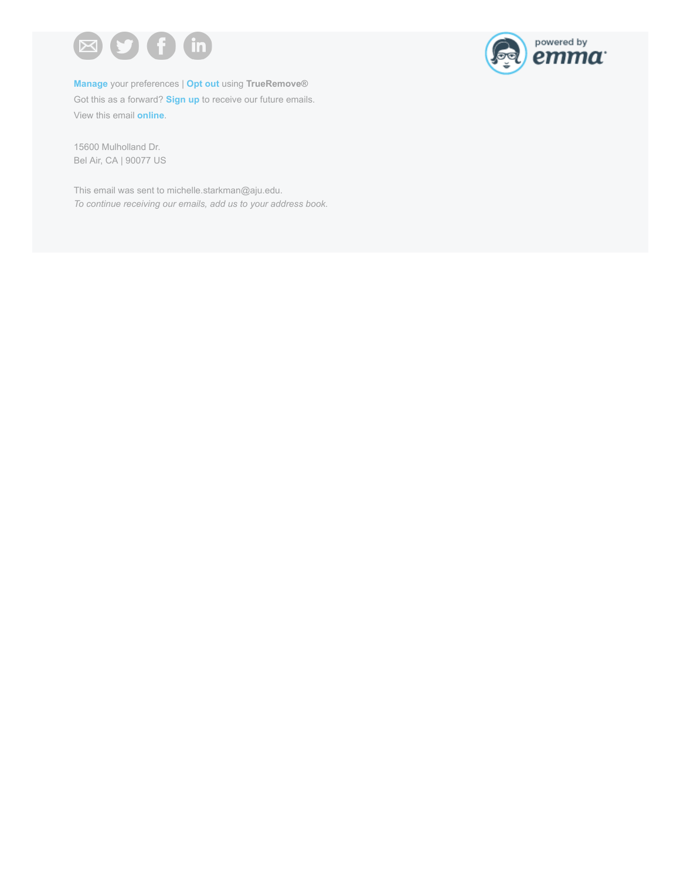**Manage** your preferences | **Opt out** using **TrueRemove®**

Got this as a forward? **Sign up** to receive our future emails.

View this email **online**.

15600 Mulholland Dr.
Bel Air, CA | 90077 US

This email was sent to michelle.starkman@aju.edu.

*To continue receiving our emails, add us to your address book.*

powered by emma